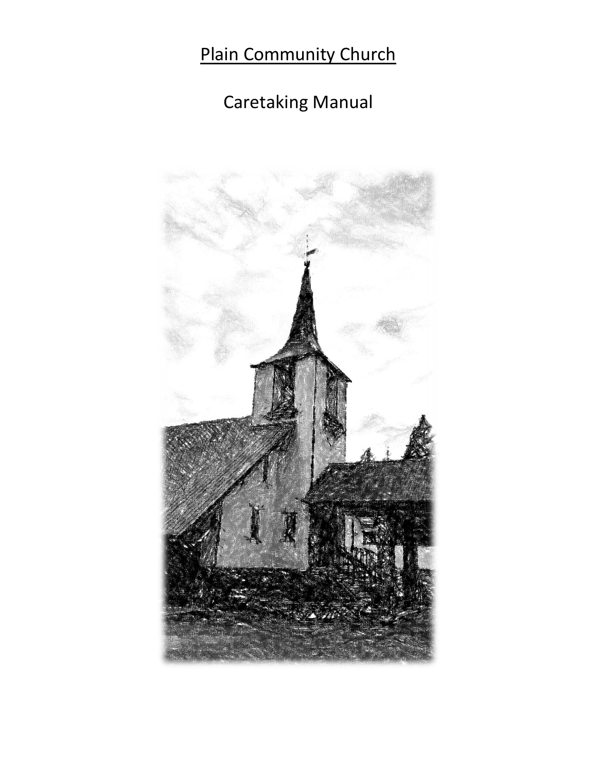# Plain Community Church

## Caretaking Manual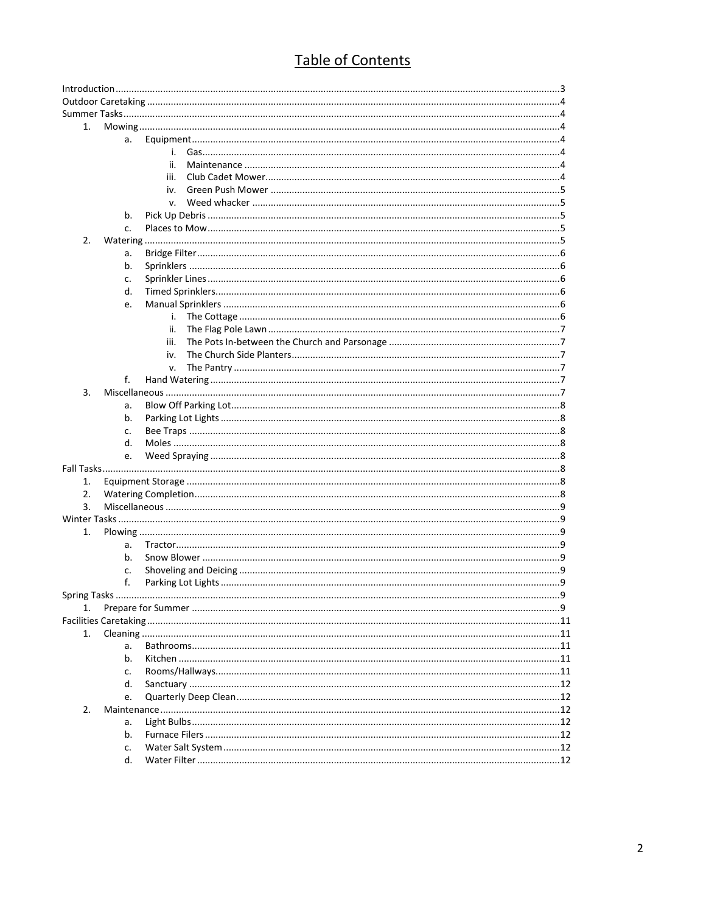# Table of Contents

Introduction ....................................................................................................................................................3
Outdoor Caretaking .........................................................................................................................................4
Summer Tasks ..................................................................................................................................................4

1. Mowing ......................................................................................................................................................4
    a. Equipment ..............................................................................................................................................4
        i. Gas ......................................................................................................................................................4
        ii. Maintenance .......................................................................................................................................4
        iii. Club Cadet Mower ...............................................................................................................................4
        iv. Green Push Mower .............................................................................................................................5
        v. Weed whacker .....................................................................................................................................5
    b. Pick Up Debris ........................................................................................................................................5
    c. Places to Mow .........................................................................................................................................5
2. Watering .....................................................................................................................................................5
    a. Bridge Filter ............................................................................................................................................6
    b. Sprinklers ................................................................................................................................................6
    c. Sprinkler Lines .........................................................................................................................................6
    d. Timed Sprinklers ......................................................................................................................................6
    e. Manual Sprinklers ...................................................................................................................................6
        i. The Cottage .........................................................................................................................................6
        ii. The Flag Pole Lawn ..............................................................................................................................7
        iii. The Pots In-between the Church and Parsonage ................................................................................7
        iv. The Church Side Planters .....................................................................................................................7
        v. The Pantry ...........................................................................................................................................7
    f. Hand Watering .........................................................................................................................................7
3. Miscellaneous .............................................................................................................................................7
    a. Blow Off Parking Lot ................................................................................................................................8
    b. Parking Lot Lights ....................................................................................................................................8
    c. Bee Traps .................................................................................................................................................8
    d. Moles ......................................................................................................................................................8
    e. Weed Spraying .........................................................................................................................................8

Fall Tasks ..........................................................................................................................................................8

1. Equipment Storage ......................................................................................................................................8
2. Watering Completion ...................................................................................................................................8
3. Miscellaneous .............................................................................................................................................9

Winter Tasks .....................................................................................................................................................9

1. Plowing .......................................................................................................................................................9
    a. Tractor .....................................................................................................................................................9
    b. Snow Blower ............................................................................................................................................9
    c. Shoveling and Deicing ...............................................................................................................................9
    f. Parking Lot Lights .....................................................................................................................................9

Spring Tasks ......................................................................................................................................................9

1. Prepare for Summer .....................................................................................................................................9

Facilities Caretaking .........................................................................................................................................11

1. Cleaning .....................................................................................................................................................11
    a. Bathrooms ...............................................................................................................................................11
    b. Kitchen ....................................................................................................................................................11
    c. Rooms/Hallways .......................................................................................................................................11
    d. Sanctuary .................................................................................................................................................12
    e. Quarterly Deep Clean ................................................................................................................................12
2. Maintenance ...............................................................................................................................................12
    a. Light Bulbs ................................................................................................................................................12
    b. Furnace Filers ...........................................................................................................................................12
    c. Water Salt System .....................................................................................................................................12
    d. Water Filter ..............................................................................................................................................12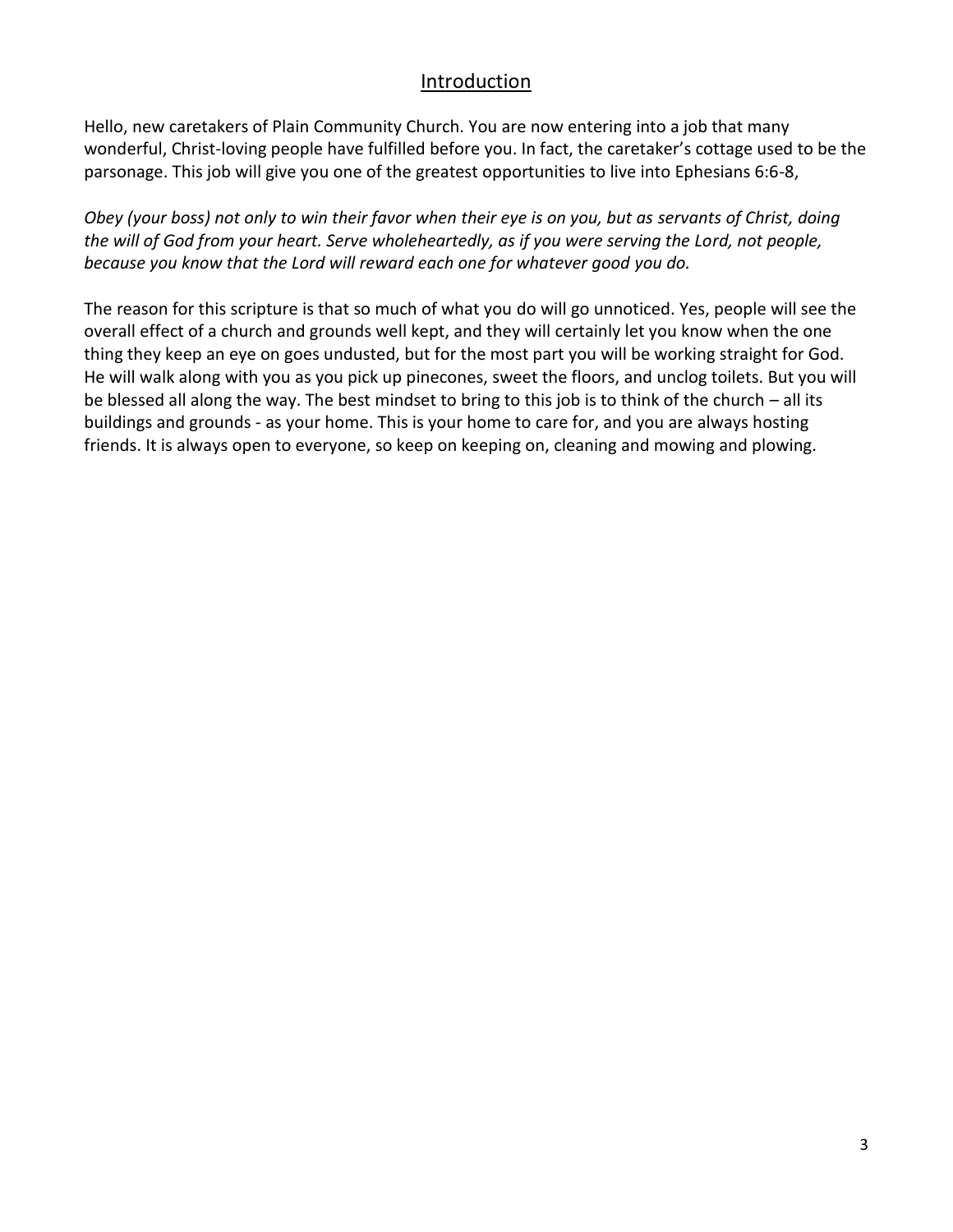# Introduction

Hello, new caretakers of Plain Community Church. You are now entering into a job that many wonderful, Christ-loving people have fulfilled before you. In fact, the caretaker's cottage used to be the parsonage. This job will give you one of the greatest opportunities to live into Ephesians 6:6-8,

*Obey (your boss) not only to win their favor when their eye is on you, but as servants of Christ, doing the will of God from your heart. Serve wholeheartedly, as if you were serving the Lord, not people, because you know that the Lord will reward each one for whatever good you do.*

The reason for this scripture is that so much of what you do will go unnoticed. Yes, people will see the overall effect of a church and grounds well kept, and they will certainly let you know when the one thing they keep an eye on goes undusted, but for the most part you will be working straight for God. He will walk along with you as you pick up pinecones, sweet the floors, and unclog toilets. But you will be blessed all along the way. The best mindset to bring to this job is to think of the church – all its buildings and grounds - as your home. This is your home to care for, and you are always hosting friends. It is always open to everyone, so keep on keeping on, cleaning and mowing and plowing.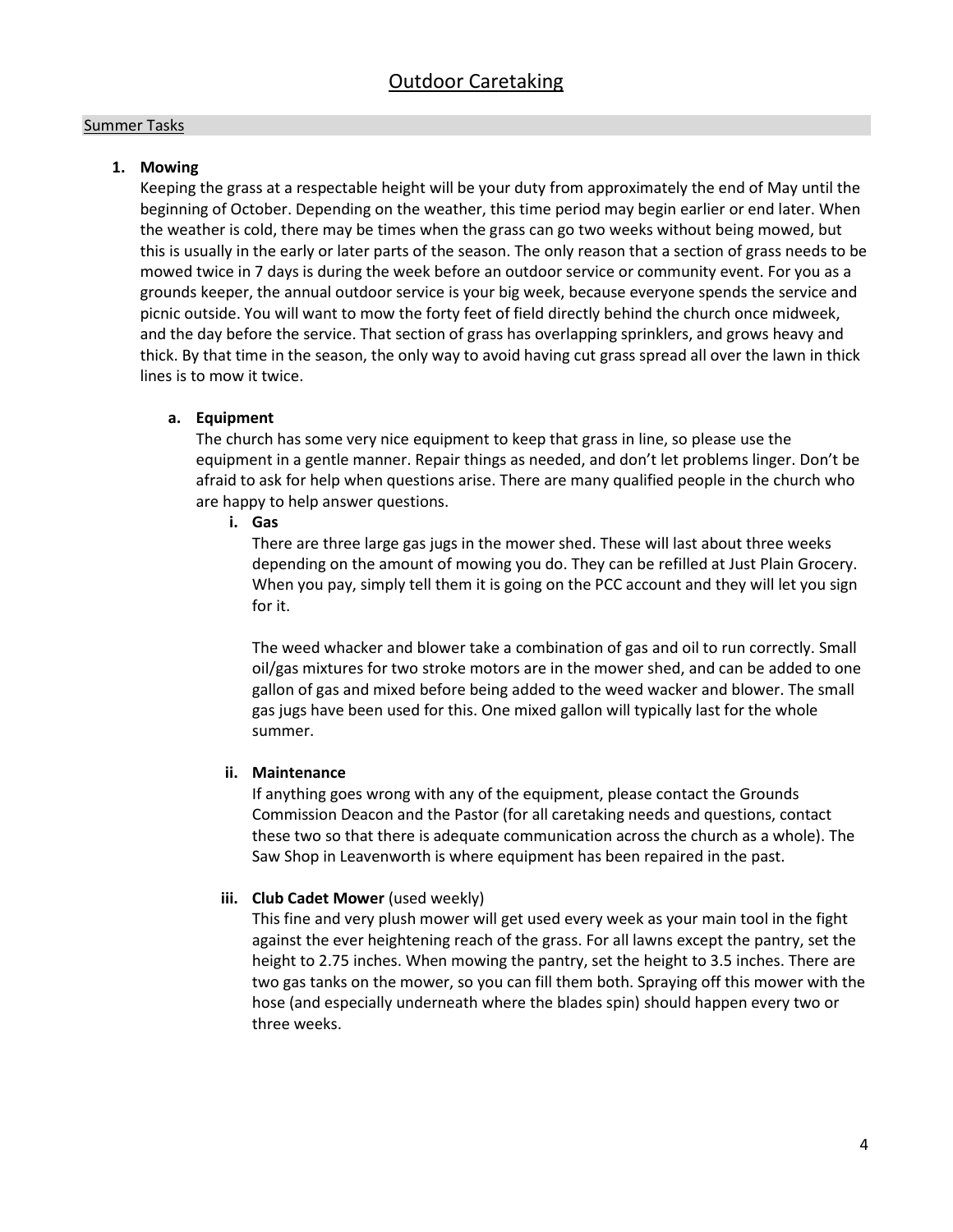# Outdoor Caretaking

## Summer Tasks

### 1. Mowing

Keeping the grass at a respectable height will be your duty from approximately the end of May until the beginning of October. Depending on the weather, this time period may begin earlier or end later. When the weather is cold, there may be times when the grass can go two weeks without being mowed, but this is usually in the early or later parts of the season. The only reason that a section of grass needs to be mowed twice in 7 days is during the week before an outdoor service or community event. For you as a grounds keeper, the annual outdoor service is your big week, because everyone spends the service and picnic outside. You will want to mow the forty feet of field directly behind the church once midweek, and the day before the service. That section of grass has overlapping sprinklers, and grows heavy and thick. By that time in the season, the only way to avoid having cut grass spread all over the lawn in thick lines is to mow it twice.

#### a. Equipment

The church has some very nice equipment to keep that grass in line, so please use the equipment in a gentle manner. Repair things as needed, and don't let problems linger. Don't be afraid to ask for help when questions arise. There are many qualified people in the church who are happy to help answer questions.

##### i. Gas

There are three large gas jugs in the mower shed. These will last about three weeks depending on the amount of mowing you do. They can be refilled at Just Plain Grocery. When you pay, simply tell them it is going on the PCC account and they will let you sign for it.

The weed whacker and blower take a combination of gas and oil to run correctly. Small oil/gas mixtures for two stroke motors are in the mower shed, and can be added to one gallon of gas and mixed before being added to the weed wacker and blower. The small gas jugs have been used for this. One mixed gallon will typically last for the whole summer.

##### ii. Maintenance

If anything goes wrong with any of the equipment, please contact the Grounds Commission Deacon and the Pastor (for all caretaking needs and questions, contact these two so that there is adequate communication across the church as a whole). The Saw Shop in Leavenworth is where equipment has been repaired in the past.

##### iii. Club Cadet Mower (used weekly)

This fine and very plush mower will get used every week as your main tool in the fight against the ever heightening reach of the grass. For all lawns except the pantry, set the height to 2.75 inches. When mowing the pantry, set the height to 3.5 inches. There are two gas tanks on the mower, so you can fill them both. Spraying off this mower with the hose (and especially underneath where the blades spin) should happen every two or three weeks.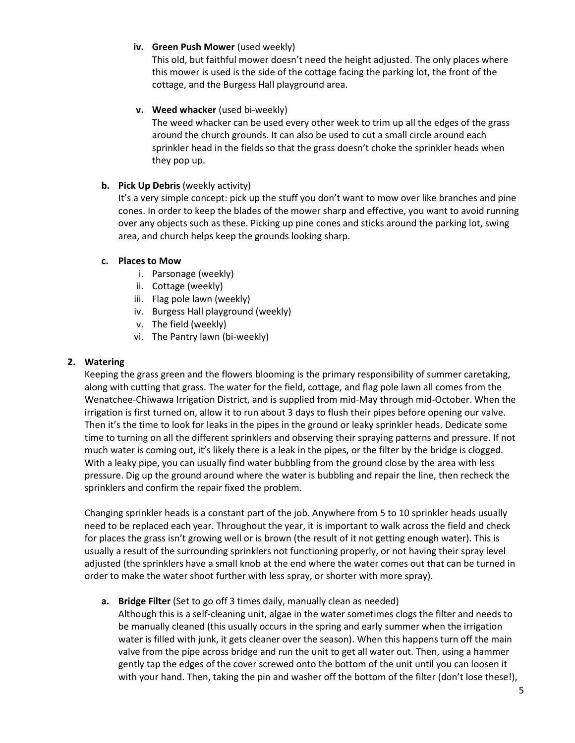iv. **Green Push Mower** (used weekly)

This old, but faithful mower doesn't need the height adjusted. The only places where this mower is used is the side of the cottage facing the parking lot, the front of the cottage, and the Burgess Hall playground area.

v. **Weed whacker** (used bi-weekly)

The weed whacker can be used every other week to trim up all the edges of the grass around the church grounds. It can also be used to cut a small circle around each sprinkler head in the fields so that the grass doesn't choke the sprinkler heads when they pop up.

**b. Pick Up Debris** (weekly activity)

It's a very simple concept: pick up the stuff you don't want to mow over like branches and pine cones. In order to keep the blades of the mower sharp and effective, you want to avoid running over any objects such as these. Picking up pine cones and sticks around the parking lot, swing area, and church helps keep the grounds looking sharp.

**c. Places to Mow**

i. Parsonage (weekly)
ii. Cottage (weekly)
iii. Flag pole lawn (weekly)
iv. Burgess Hall playground (weekly)
v. The field (weekly)
vi. The Pantry lawn (bi-weekly)

**2. Watering**

Keeping the grass green and the flowers blooming is the primary responsibility of summer caretaking, along with cutting that grass. The water for the field, cottage, and flag pole lawn all comes from the Wenatchee-Chiwawa Irrigation District, and is supplied from mid-May through mid-October. When the irrigation is first turned on, allow it to run about 3 days to flush their pipes before opening our valve. Then it's the time to look for leaks in the pipes in the ground or leaky sprinkler heads. Dedicate some time to turning on all the different sprinklers and observing their spraying patterns and pressure. If not much water is coming out, it's likely there is a leak in the pipes, or the filter by the bridge is clogged. With a leaky pipe, you can usually find water bubbling from the ground close by the area with less pressure. Dig up the ground around where the water is bubbling and repair the line, then recheck the sprinklers and confirm the repair fixed the problem.

Changing sprinkler heads is a constant part of the job. Anywhere from 5 to 10 sprinkler heads usually need to be replaced each year. Throughout the year, it is important to walk across the field and check for places the grass isn't growing well or is brown (the result of it not getting enough water). This is usually a result of the surrounding sprinklers not functioning properly, or not having their spray level adjusted (the sprinklers have a small knob at the end where the water comes out that can be turned in order to make the water shoot further with less spray, or shorter with more spray).

**a. Bridge Filter** (Set to go off 3 times daily, manually clean as needed)

Although this is a self-cleaning unit, algae in the water sometimes clogs the filter and needs to be manually cleaned (this usually occurs in the spring and early summer when the irrigation water is filled with junk, it gets cleaner over the season). When this happens turn off the main valve from the pipe across bridge and run the unit to get all water out. Then, using a hammer gently tap the edges of the cover screwed onto the bottom of the unit until you can loosen it with your hand. Then, taking the pin and washer off the bottom of the filter (don't lose these!),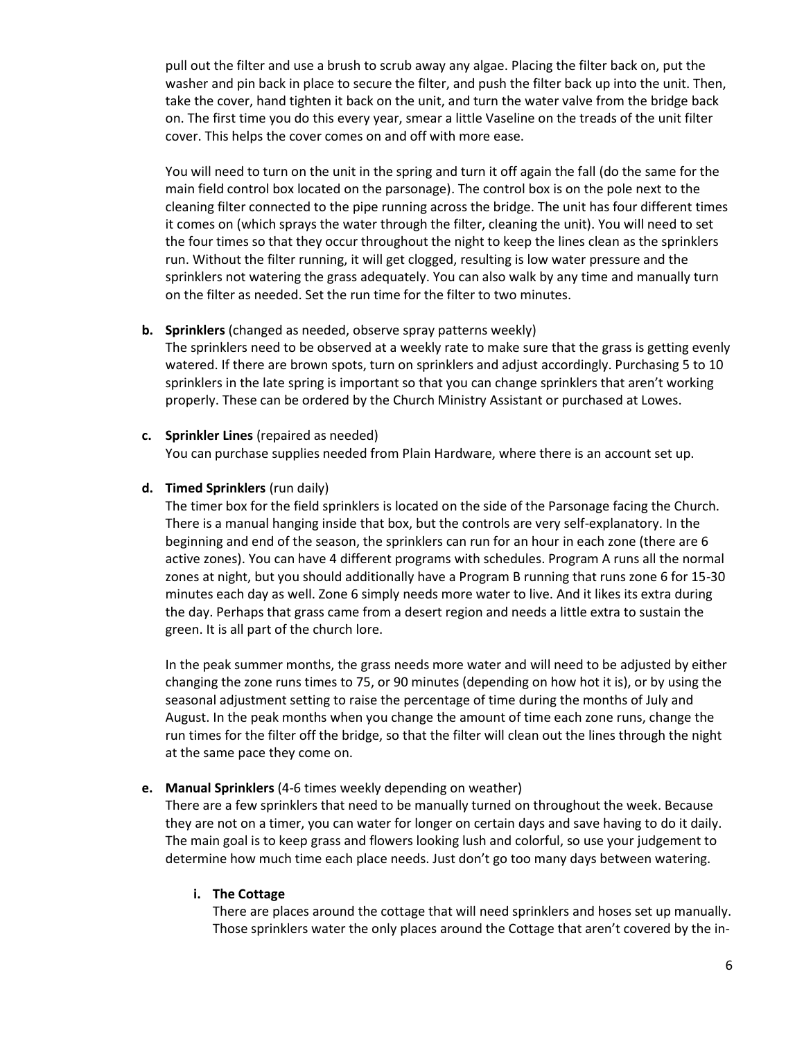pull out the filter and use a brush to scrub away any algae. Placing the filter back on, put the washer and pin back in place to secure the filter, and push the filter back up into the unit. Then, take the cover, hand tighten it back on the unit, and turn the water valve from the bridge back on. The first time you do this every year, smear a little Vaseline on the treads of the unit filter cover. This helps the cover comes on and off with more ease.

You will need to turn on the unit in the spring and turn it off again the fall (do the same for the main field control box located on the parsonage). The control box is on the pole next to the cleaning filter connected to the pipe running across the bridge. The unit has four different times it comes on (which sprays the water through the filter, cleaning the unit). You will need to set the four times so that they occur throughout the night to keep the lines clean as the sprinklers run. Without the filter running, it will get clogged, resulting is low water pressure and the sprinklers not watering the grass adequately. You can also walk by any time and manually turn on the filter as needed. Set the run time for the filter to two minutes.

**b. Sprinklers** (changed as needed, observe spray patterns weekly)

The sprinklers need to be observed at a weekly rate to make sure that the grass is getting evenly watered. If there are brown spots, turn on sprinklers and adjust accordingly. Purchasing 5 to 10 sprinklers in the late spring is important so that you can change sprinklers that aren't working properly. These can be ordered by the Church Ministry Assistant or purchased at Lowes.

**c. Sprinkler Lines** (repaired as needed)

You can purchase supplies needed from Plain Hardware, where there is an account set up.

**d. Timed Sprinklers** (run daily)

The timer box for the field sprinklers is located on the side of the Parsonage facing the Church. There is a manual hanging inside that box, but the controls are very self-explanatory. In the beginning and end of the season, the sprinklers can run for an hour in each zone (there are 6 active zones). You can have 4 different programs with schedules. Program A runs all the normal zones at night, but you should additionally have a Program B running that runs zone 6 for 15-30 minutes each day as well. Zone 6 simply needs more water to live. And it likes its extra during the day. Perhaps that grass came from a desert region and needs a little extra to sustain the green. It is all part of the church lore.

In the peak summer months, the grass needs more water and will need to be adjusted by either changing the zone runs times to 75, or 90 minutes (depending on how hot it is), or by using the seasonal adjustment setting to raise the percentage of time during the months of July and August. In the peak months when you change the amount of time each zone runs, change the run times for the filter off the bridge, so that the filter will clean out the lines through the night at the same pace they come on.

**e. Manual Sprinklers** (4-6 times weekly depending on weather)

There are a few sprinklers that need to be manually turned on throughout the week. Because they are not on a timer, you can water for longer on certain days and save having to do it daily. The main goal is to keep grass and flowers looking lush and colorful, so use your judgement to determine how much time each place needs. Just don't go too many days between watering.

**i. The Cottage**

There are places around the cottage that will need sprinklers and hoses set up manually. Those sprinklers water the only places around the Cottage that aren't covered by the in-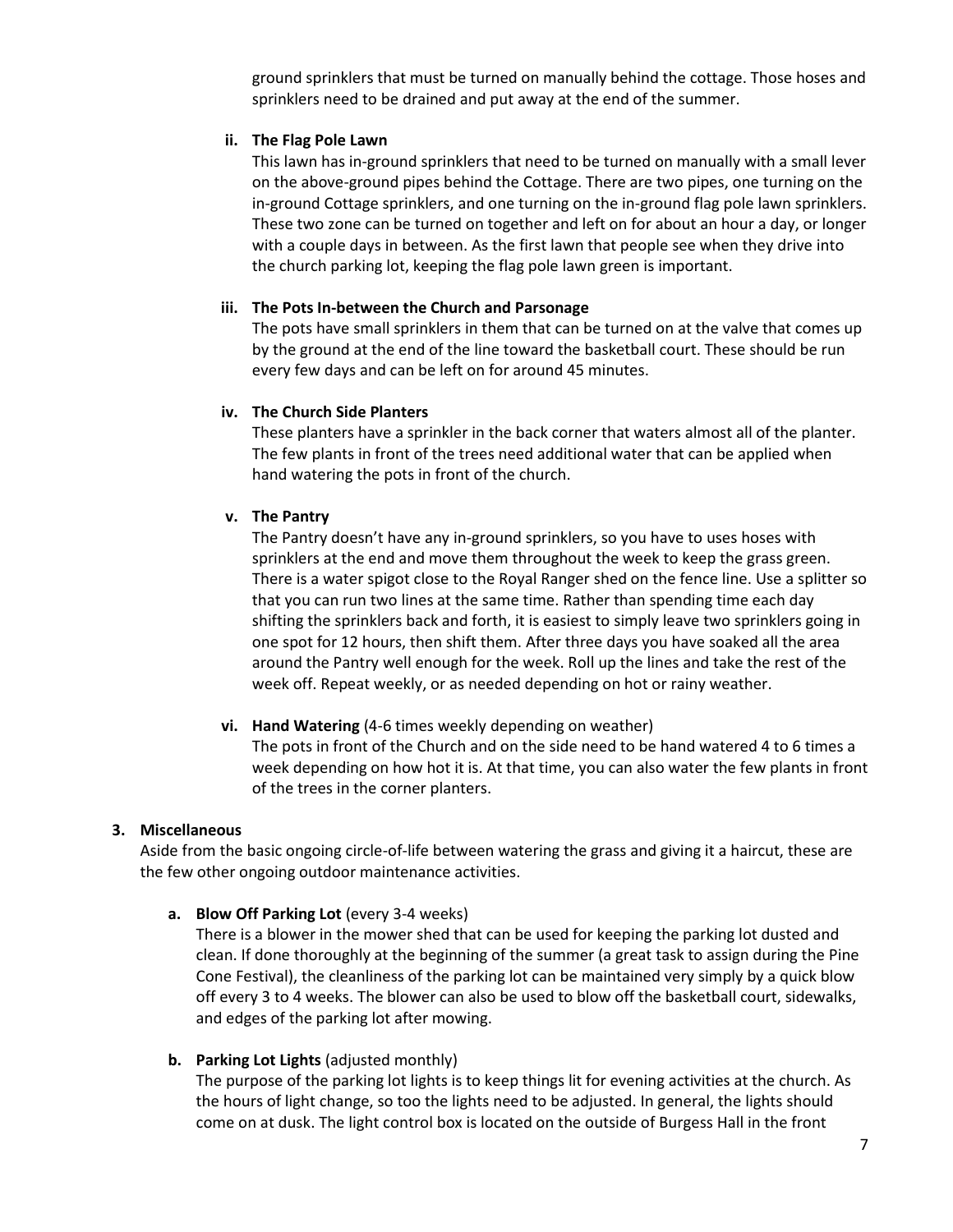ground sprinklers that must be turned on manually behind the cottage. Those hoses and sprinklers need to be drained and put away at the end of the summer.

**ii. The Flag Pole Lawn**

This lawn has in-ground sprinklers that need to be turned on manually with a small lever on the above-ground pipes behind the Cottage. There are two pipes, one turning on the in-ground Cottage sprinklers, and one turning on the in-ground flag pole lawn sprinklers. These two zone can be turned on together and left on for about an hour a day, or longer with a couple days in between. As the first lawn that people see when they drive into the church parking lot, keeping the flag pole lawn green is important.

**iii. The Pots In-between the Church and Parsonage**

The pots have small sprinklers in them that can be turned on at the valve that comes up by the ground at the end of the line toward the basketball court. These should be run every few days and can be left on for around 45 minutes.

**iv. The Church Side Planters**

These planters have a sprinkler in the back corner that waters almost all of the planter. The few plants in front of the trees need additional water that can be applied when hand watering the pots in front of the church.

**v. The Pantry**

The Pantry doesn't have any in-ground sprinklers, so you have to uses hoses with sprinklers at the end and move them throughout the week to keep the grass green. There is a water spigot close to the Royal Ranger shed on the fence line. Use a splitter so that you can run two lines at the same time. Rather than spending time each day shifting the sprinklers back and forth, it is easiest to simply leave two sprinklers going in one spot for 12 hours, then shift them. After three days you have soaked all the area around the Pantry well enough for the week. Roll up the lines and take the rest of the week off. Repeat weekly, or as needed depending on hot or rainy weather.

**vi. Hand Watering** (4-6 times weekly depending on weather)

The pots in front of the Church and on the side need to be hand watered 4 to 6 times a week depending on how hot it is. At that time, you can also water the few plants in front of the trees in the corner planters.

**3. Miscellaneous**

Aside from the basic ongoing circle-of-life between watering the grass and giving it a haircut, these are the few other ongoing outdoor maintenance activities.

**a. Blow Off Parking Lot** (every 3-4 weeks)

There is a blower in the mower shed that can be used for keeping the parking lot dusted and clean. If done thoroughly at the beginning of the summer (a great task to assign during the Pine Cone Festival), the cleanliness of the parking lot can be maintained very simply by a quick blow off every 3 to 4 weeks. The blower can also be used to blow off the basketball court, sidewalks, and edges of the parking lot after mowing.

**b. Parking Lot Lights** (adjusted monthly)

The purpose of the parking lot lights is to keep things lit for evening activities at the church. As the hours of light change, so too the lights need to be adjusted. In general, the lights should come on at dusk. The light control box is located on the outside of Burgess Hall in the front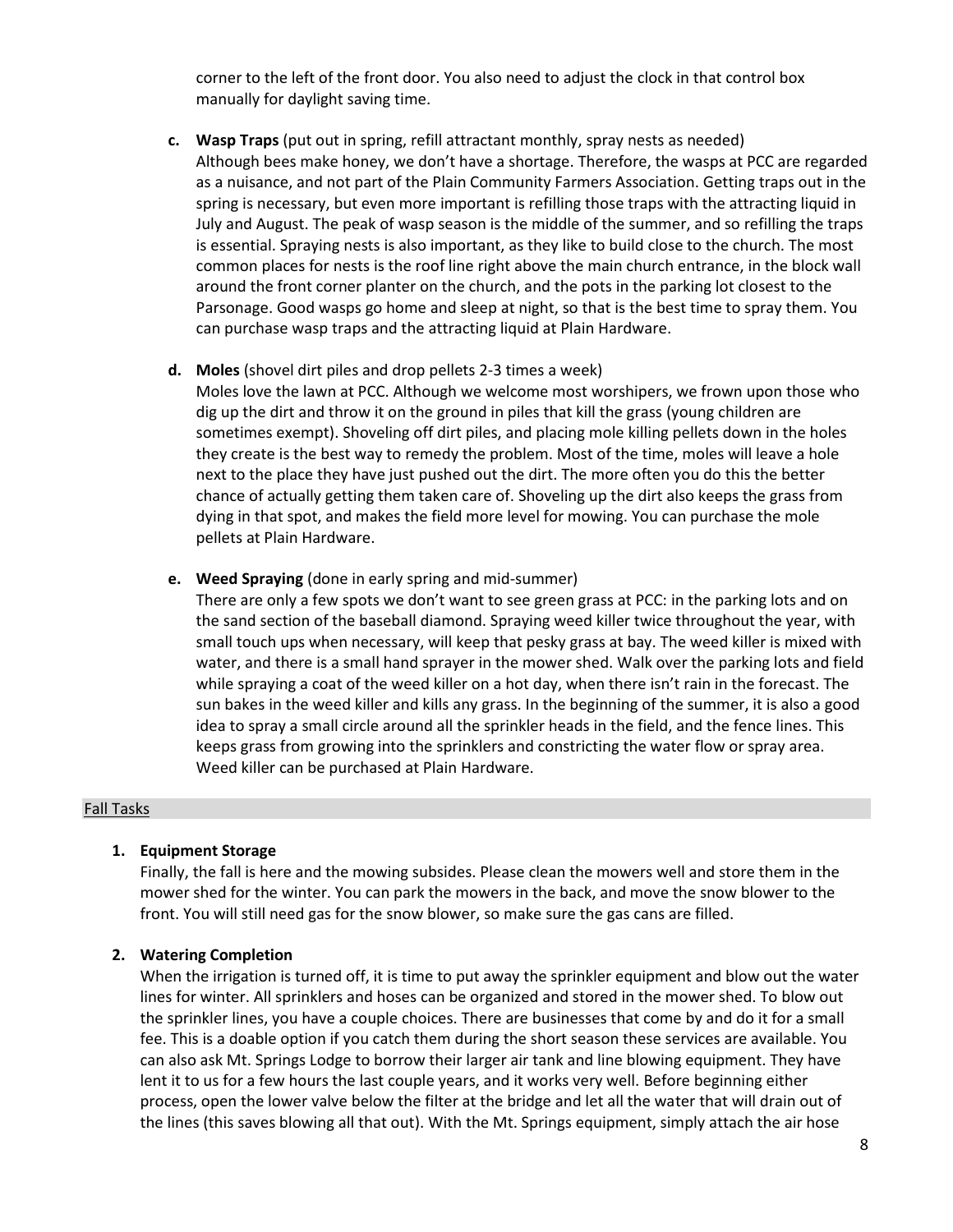corner to the left of the front door. You also need to adjust the clock in that control box manually for daylight saving time.

**c. Wasp Traps** (put out in spring, refill attractant monthly, spray nests as needed)
Although bees make honey, we don't have a shortage. Therefore, the wasps at PCC are regarded as a nuisance, and not part of the Plain Community Farmers Association. Getting traps out in the spring is necessary, but even more important is refilling those traps with the attracting liquid in July and August. The peak of wasp season is the middle of the summer, and so refilling the traps is essential. Spraying nests is also important, as they like to build close to the church. The most common places for nests is the roof line right above the main church entrance, in the block wall around the front corner planter on the church, and the pots in the parking lot closest to the Parsonage. Good wasps go home and sleep at night, so that is the best time to spray them. You can purchase wasp traps and the attracting liquid at Plain Hardware.

**d. Moles** (shovel dirt piles and drop pellets 2-3 times a week)
Moles love the lawn at PCC. Although we welcome most worshipers, we frown upon those who dig up the dirt and throw it on the ground in piles that kill the grass (young children are sometimes exempt). Shoveling off dirt piles, and placing mole killing pellets down in the holes they create is the best way to remedy the problem. Most of the time, moles will leave a hole next to the place they have just pushed out the dirt. The more often you do this the better chance of actually getting them taken care of. Shoveling up the dirt also keeps the grass from dying in that spot, and makes the field more level for mowing. You can purchase the mole pellets at Plain Hardware.

**e. Weed Spraying** (done in early spring and mid-summer)
There are only a few spots we don't want to see green grass at PCC: in the parking lots and on the sand section of the baseball diamond. Spraying weed killer twice throughout the year, with small touch ups when necessary, will keep that pesky grass at bay. The weed killer is mixed with water, and there is a small hand sprayer in the mower shed. Walk over the parking lots and field while spraying a coat of the weed killer on a hot day, when there isn't rain in the forecast. The sun bakes in the weed killer and kills any grass. In the beginning of the summer, it is also a good idea to spray a small circle around all the sprinkler heads in the field, and the fence lines. This keeps grass from growing into the sprinklers and constricting the water flow or spray area. Weed killer can be purchased at Plain Hardware.

## Fall Tasks

**1. Equipment Storage**

Finally, the fall is here and the mowing subsides. Please clean the mowers well and store them in the mower shed for the winter. You can park the mowers in the back, and move the snow blower to the front. You will still need gas for the snow blower, so make sure the gas cans are filled.

**2. Watering Completion**

When the irrigation is turned off, it is time to put away the sprinkler equipment and blow out the water lines for winter. All sprinklers and hoses can be organized and stored in the mower shed. To blow out the sprinkler lines, you have a couple choices. There are businesses that come by and do it for a small fee. This is a doable option if you catch them during the short season these services are available. You can also ask Mt. Springs Lodge to borrow their larger air tank and line blowing equipment. They have lent it to us for a few hours the last couple years, and it works very well. Before beginning either process, open the lower valve below the filter at the bridge and let all the water that will drain out of the lines (this saves blowing all that out). With the Mt. Springs equipment, simply attach the air hose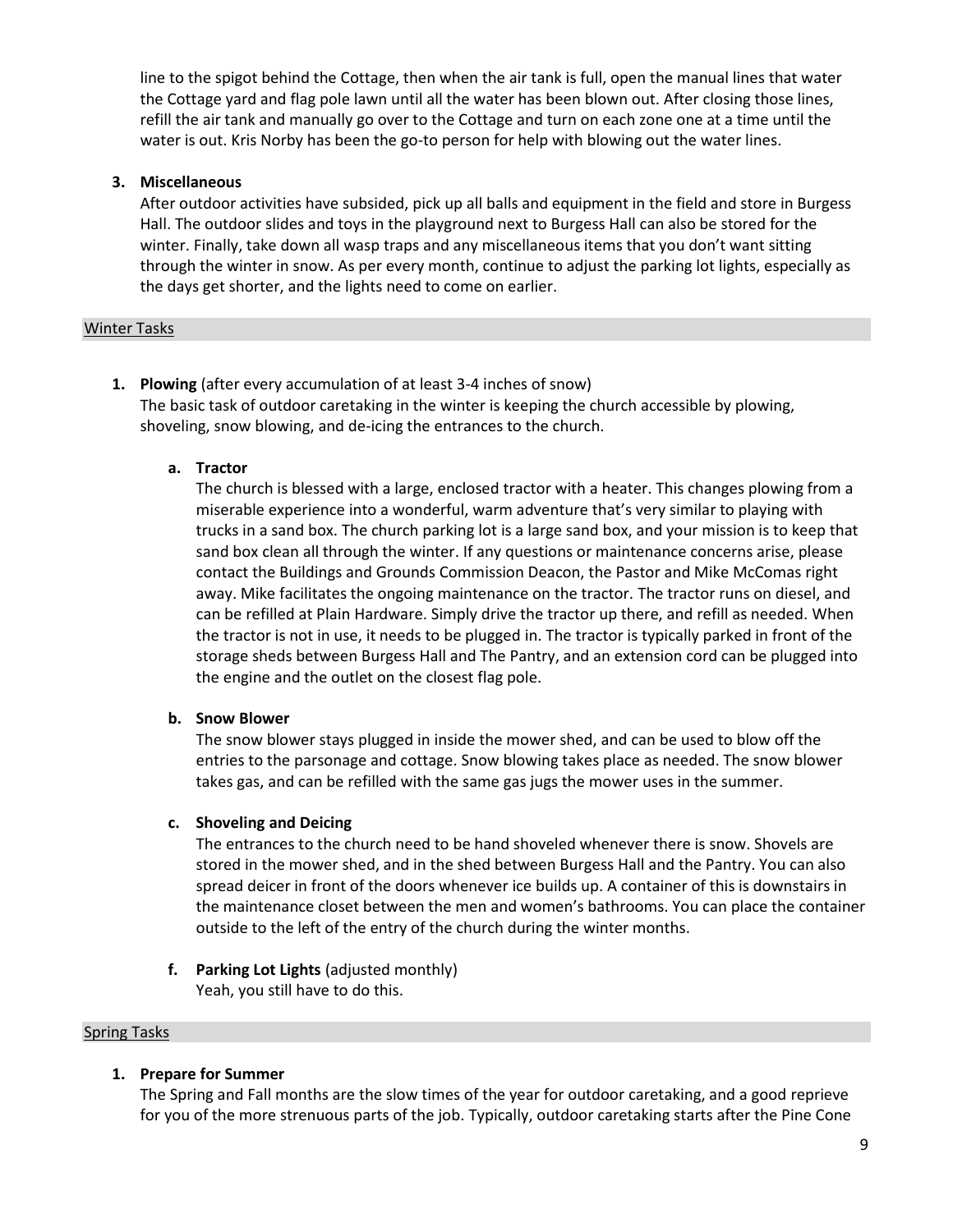line to the spigot behind the Cottage, then when the air tank is full, open the manual lines that water the Cottage yard and flag pole lawn until all the water has been blown out. After closing those lines, refill the air tank and manually go over to the Cottage and turn on each zone one at a time until the water is out. Kris Norby has been the go-to person for help with blowing out the water lines.

3. **Miscellaneous**
   After outdoor activities have subsided, pick up all balls and equipment in the field and store in Burgess Hall. The outdoor slides and toys in the playground next to Burgess Hall can also be stored for the winter. Finally, take down all wasp traps and any miscellaneous items that you don't want sitting through the winter in snow. As per every month, continue to adjust the parking lot lights, especially as the days get shorter, and the lights need to come on earlier.

## Winter Tasks

1. **Plowing** (after every accumulation of at least 3-4 inches of snow)
   The basic task of outdoor caretaking in the winter is keeping the church accessible by plowing, shoveling, snow blowing, and de-icing the entrances to the church.

   a. **Tractor**
   The church is blessed with a large, enclosed tractor with a heater. This changes plowing from a miserable experience into a wonderful, warm adventure that's very similar to playing with trucks in a sand box. The church parking lot is a large sand box, and your mission is to keep that sand box clean all through the winter. If any questions or maintenance concerns arise, please contact the Buildings and Grounds Commission Deacon, the Pastor and Mike McComas right away. Mike facilitates the ongoing maintenance on the tractor. The tractor runs on diesel, and can be refilled at Plain Hardware. Simply drive the tractor up there, and refill as needed. When the tractor is not in use, it needs to be plugged in. The tractor is typically parked in front of the storage sheds between Burgess Hall and The Pantry, and an extension cord can be plugged into the engine and the outlet on the closest flag pole.

   b. **Snow Blower**
   The snow blower stays plugged in inside the mower shed, and can be used to blow off the entries to the parsonage and cottage. Snow blowing takes place as needed. The snow blower takes gas, and can be refilled with the same gas jugs the mower uses in the summer.

   c. **Shoveling and Deicing**
   The entrances to the church need to be hand shoveled whenever there is snow. Shovels are stored in the mower shed, and in the shed between Burgess Hall and the Pantry. You can also spread deicer in front of the doors whenever ice builds up. A container of this is downstairs in the maintenance closet between the men and women's bathrooms. You can place the container outside to the left of the entry of the church during the winter months.

   f. **Parking Lot Lights** (adjusted monthly)
   Yeah, you still have to do this.

## Spring Tasks

1. **Prepare for Summer**
   The Spring and Fall months are the slow times of the year for outdoor caretaking, and a good reprieve for you of the more strenuous parts of the job. Typically, outdoor caretaking starts after the Pine Cone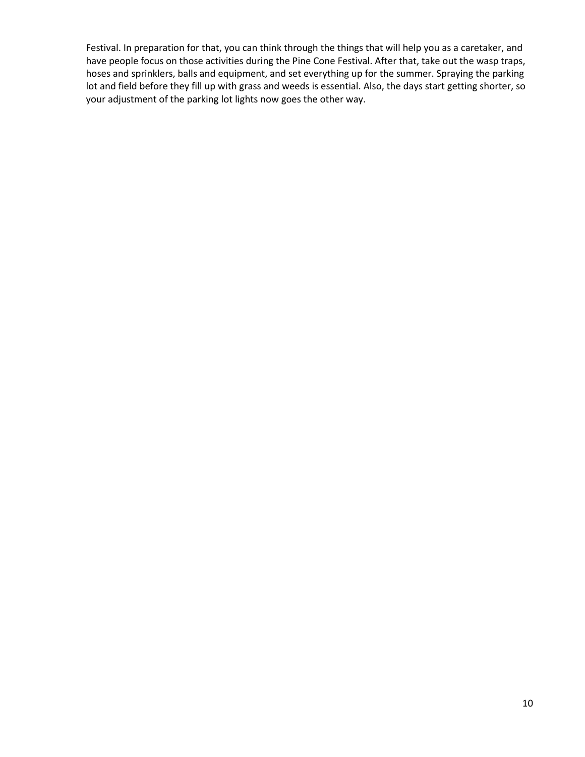Festival. In preparation for that, you can think through the things that will help you as a caretaker, and have people focus on those activities during the Pine Cone Festival. After that, take out the wasp traps, hoses and sprinklers, balls and equipment, and set everything up for the summer. Spraying the parking lot and field before they fill up with grass and weeds is essential. Also, the days start getting shorter, so your adjustment of the parking lot lights now goes the other way.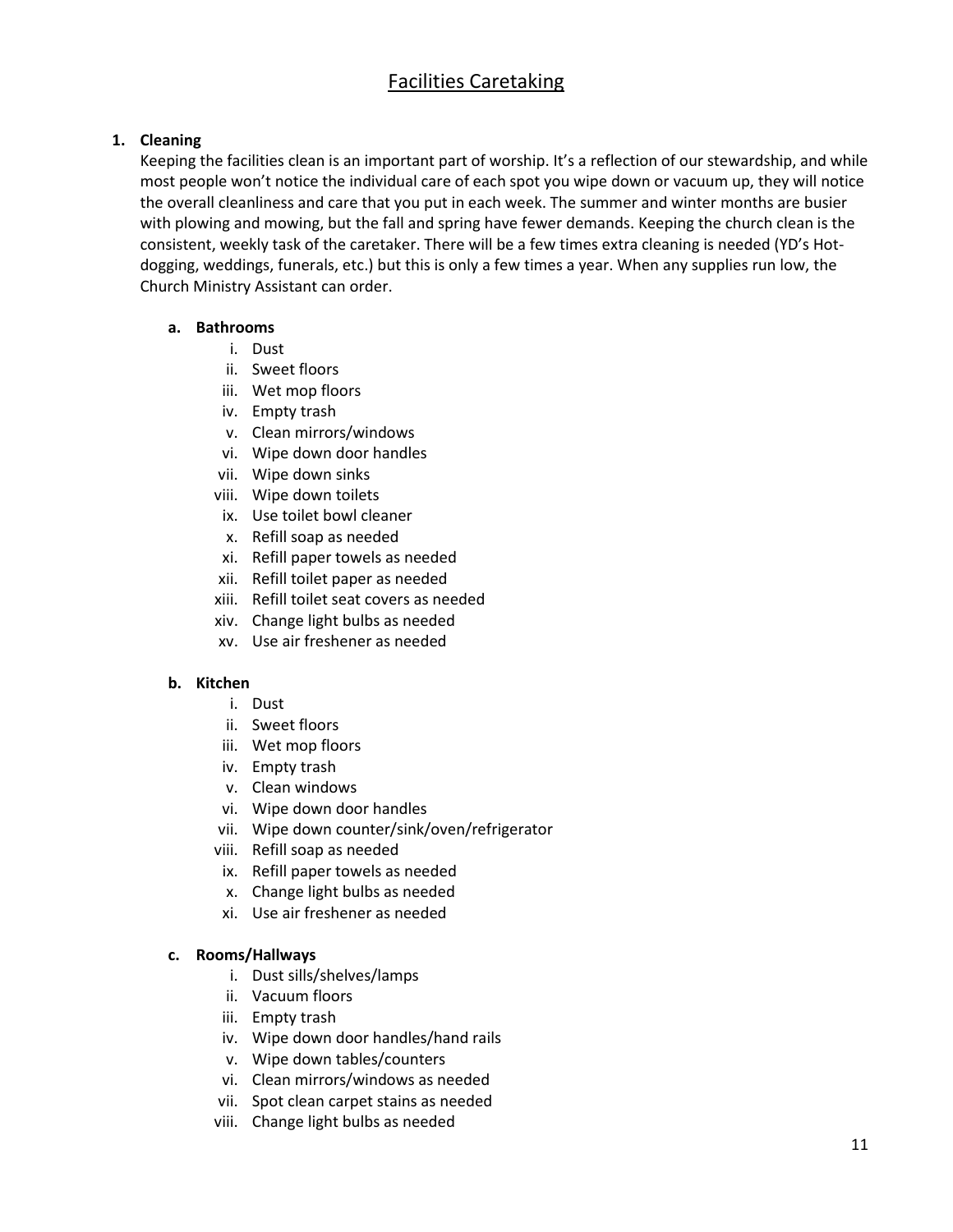# Facilities Caretaking

1. **Cleaning**

   Keeping the facilities clean is an important part of worship. It's a reflection of our stewardship, and while most people won't notice the individual care of each spot you wipe down or vacuum up, they will notice the overall cleanliness and care that you put in each week. The summer and winter months are busier with plowing and mowing, but the fall and spring have fewer demands. Keeping the church clean is the consistent, weekly task of the caretaker. There will be a few times extra cleaning is needed (YD's Hot-dogging, weddings, funerals, etc.) but this is only a few times a year. When any supplies run low, the Church Ministry Assistant can order.

   a. **Bathrooms**
      - i. Dust
      - ii. Sweet floors
      - iii. Wet mop floors
      - iv. Empty trash
      - v. Clean mirrors/windows
      - vi. Wipe down door handles
      - vii. Wipe down sinks
      - viii. Wipe down toilets
      - ix. Use toilet bowl cleaner
      - x. Refill soap as needed
      - xi. Refill paper towels as needed
      - xii. Refill toilet paper as needed
      - xiii. Refill toilet seat covers as needed
      - xiv. Change light bulbs as needed
      - xv. Use air freshener as needed

   b. **Kitchen**
      - i. Dust
      - ii. Sweet floors
      - iii. Wet mop floors
      - iv. Empty trash
      - v. Clean windows
      - vi. Wipe down door handles
      - vii. Wipe down counter/sink/oven/refrigerator
      - viii. Refill soap as needed
      - ix. Refill paper towels as needed
      - x. Change light bulbs as needed
      - xi. Use air freshener as needed

   c. **Rooms/Hallways**
      - i. Dust sills/shelves/lamps
      - ii. Vacuum floors
      - iii. Empty trash
      - iv. Wipe down door handles/hand rails
      - v. Wipe down tables/counters
      - vi. Clean mirrors/windows as needed
      - vii. Spot clean carpet stains as needed
      - viii. Change light bulbs as needed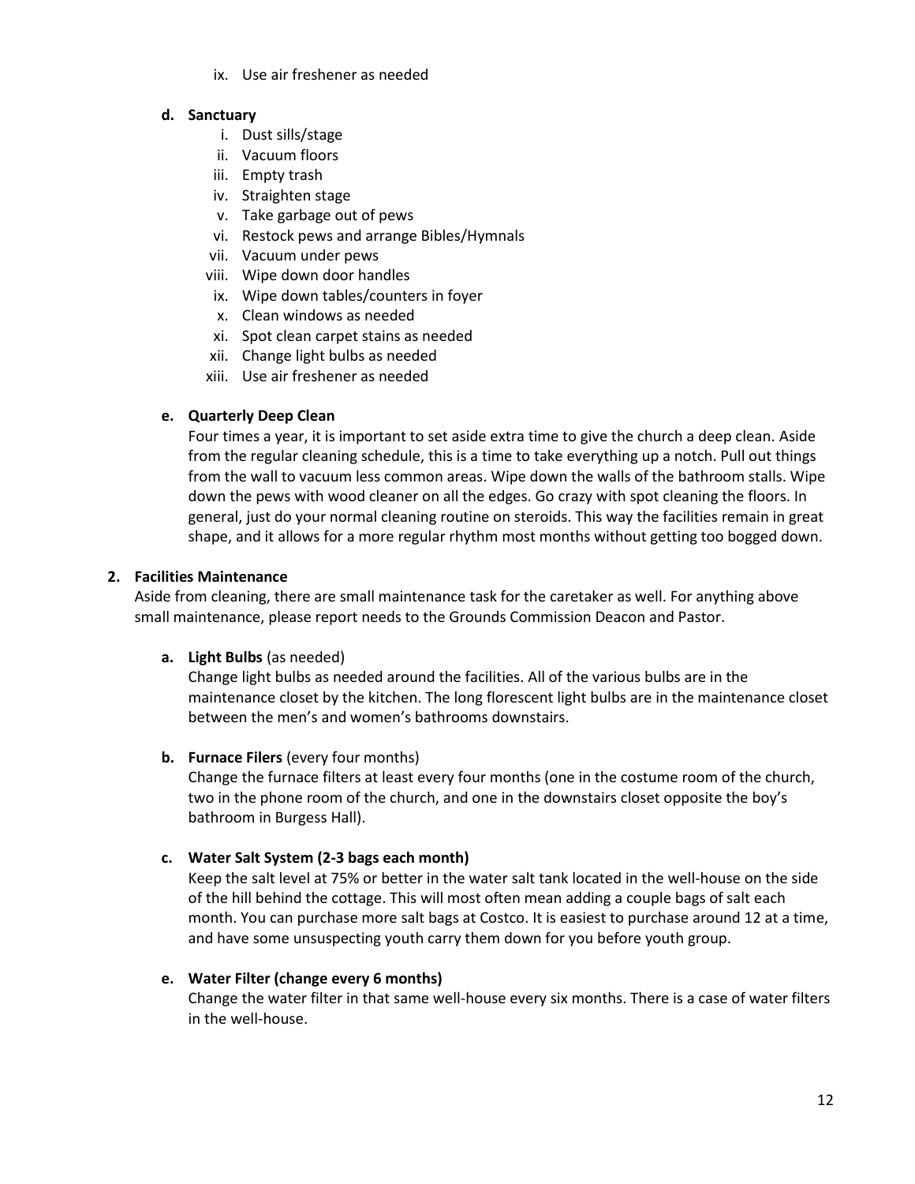ix. Use air freshener as needed

**d. Sanctuary**

i. Dust sills/stage
ii. Vacuum floors
iii. Empty trash
iv. Straighten stage
v. Take garbage out of pews
vi. Restock pews and arrange Bibles/Hymnals
vii. Vacuum under pews
viii. Wipe down door handles
ix. Wipe down tables/counters in foyer
x. Clean windows as needed
xi. Spot clean carpet stains as needed
xii. Change light bulbs as needed
xiii. Use air freshener as needed

**e. Quarterly Deep Clean**

Four times a year, it is important to set aside extra time to give the church a deep clean. Aside from the regular cleaning schedule, this is a time to take everything up a notch. Pull out things from the wall to vacuum less common areas. Wipe down the walls of the bathroom stalls. Wipe down the pews with wood cleaner on all the edges. Go crazy with spot cleaning the floors. In general, just do your normal cleaning routine on steroids. This way the facilities remain in great shape, and it allows for a more regular rhythm most months without getting too bogged down.

**2. Facilities Maintenance**

Aside from cleaning, there are small maintenance task for the caretaker as well. For anything above small maintenance, please report needs to the Grounds Commission Deacon and Pastor.

**a. Light Bulbs** (as needed)

Change light bulbs as needed around the facilities. All of the various bulbs are in the maintenance closet by the kitchen. The long florescent light bulbs are in the maintenance closet between the men's and women's bathrooms downstairs.

**b. Furnace Filers** (every four months)

Change the furnace filters at least every four months (one in the costume room of the church, two in the phone room of the church, and one in the downstairs closet opposite the boy's bathroom in Burgess Hall).

**c. Water Salt System (2-3 bags each month)**

Keep the salt level at 75% or better in the water salt tank located in the well-house on the side of the hill behind the cottage. This will most often mean adding a couple bags of salt each month. You can purchase more salt bags at Costco. It is easiest to purchase around 12 at a time, and have some unsuspecting youth carry them down for you before youth group.

**e. Water Filter (change every 6 months)**

Change the water filter in that same well-house every six months. There is a case of water filters in the well-house.